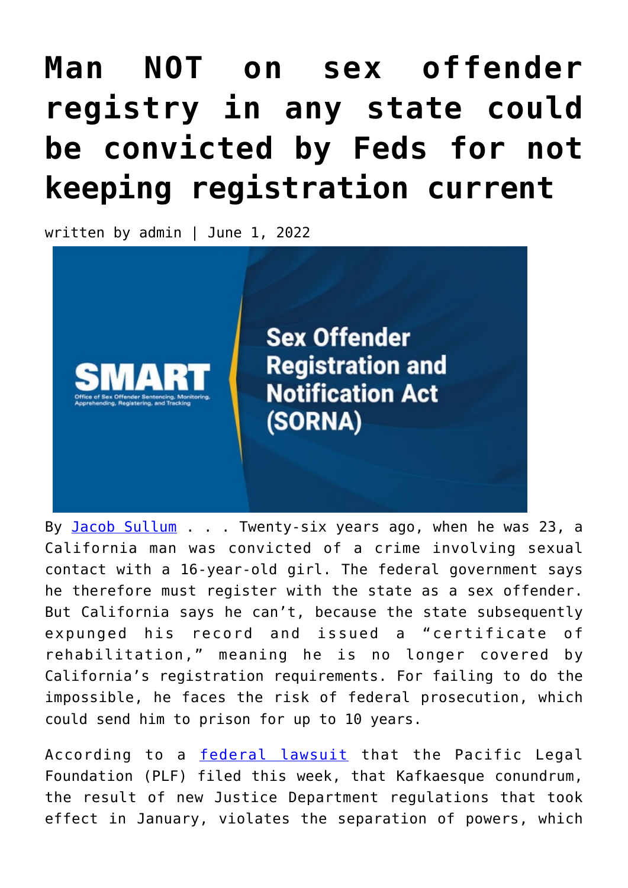# Man NOT on sex offender registry in any state could be convicted by Feds for not keeping registration current

written by admin | June 1, 2022

By Jacob Sullum . . . Twenty-six years ago, when he was 23, a California man was convicted of a crime involving sexual contact with a 16-year-old girl. The federal government says he therefore must register with the state as a sex offender. But California says he can't, because the state subsequently expunged his record and issued a "certificate of rehabilitation," meaning he is no longer covered by California's registration requirements. For failing to do the impossible, he faces the risk of federal prosecution, which could send him to prison for up to 10 years.

According to a federal lawsuit that the Pacific Legal Foundation (PLF) filed this week, that Kafkaesque conundrum, the result of new Justice Department regulations that took effect in January, violates the separation of powers, which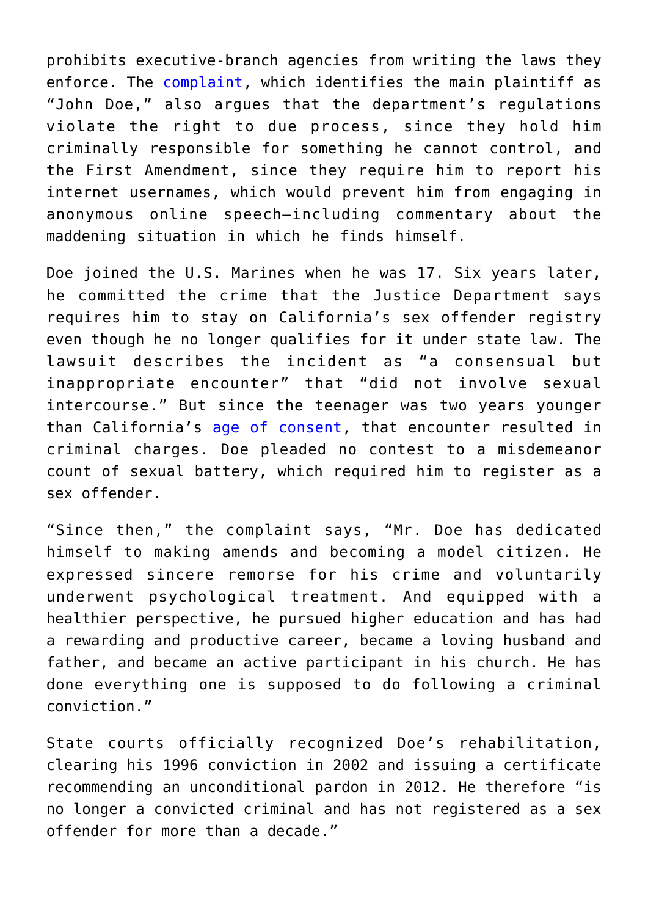prohibits executive-branch agencies from writing the laws they enforce. The [complaint](), which identifies the main plaintiff as "John Doe," also argues that the department's regulations violate the right to due process, since they hold him criminally responsible for something he cannot control, and the First Amendment, since they require him to report his internet usernames, which would prevent him from engaging in anonymous online speech—including commentary about the maddening situation in which he finds himself.

Doe joined the U.S. Marines when he was 17. Six years later, he committed the crime that the Justice Department says requires him to stay on California's sex offender registry even though he no longer qualifies for it under state law. The lawsuit describes the incident as "a consensual but inappropriate encounter" that "did not involve sexual intercourse." But since the teenager was two years younger than California's [age of consent](), that encounter resulted in criminal charges. Doe pleaded no contest to a misdemeanor count of sexual battery, which required him to register as a sex offender.

"Since then," the complaint says, "Mr. Doe has dedicated himself to making amends and becoming a model citizen. He expressed sincere remorse for his crime and voluntarily underwent psychological treatment. And equipped with a healthier perspective, he pursued higher education and has had a rewarding and productive career, became a loving husband and father, and became an active participant in his church. He has done everything one is supposed to do following a criminal conviction."

State courts officially recognized Doe's rehabilitation, clearing his 1996 conviction in 2002 and issuing a certificate recommending an unconditional pardon in 2012. He therefore "is no longer a convicted criminal and has not registered as a sex offender for more than a decade."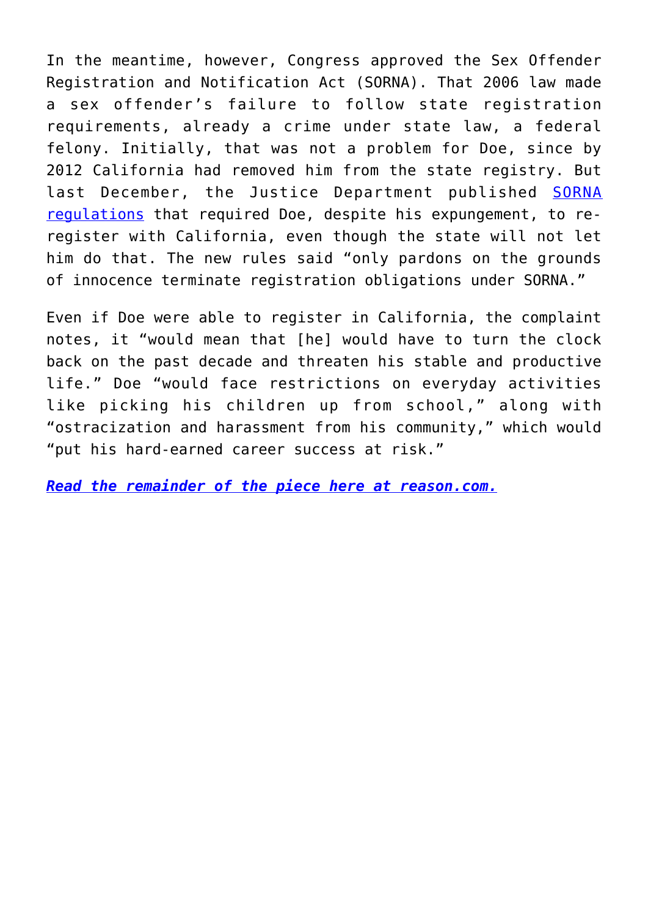In the meantime, however, Congress approved the Sex Offender Registration and Notification Act (SORNA). That 2006 law made a sex offender's failure to follow state registration requirements, already a crime under state law, a federal felony. Initially, that was not a problem for Doe, since by 2012 California had removed him from the state registry. But last December, the Justice Department published [SORNA regulations]() that required Doe, despite his expungement, to re-register with California, even though the state will not let him do that. The new rules said "only pardons on the grounds of innocence terminate registration obligations under SORNA."

Even if Doe were able to register in California, the complaint notes, it "would mean that [he] would have to turn the clock back on the past decade and threaten his stable and productive life." Doe "would face restrictions on everyday activities like picking his children up from school," along with "ostracization and harassment from his community," which would "put his hard-earned career success at risk."

***[Read the remainder of the piece here at reason.com.]()***